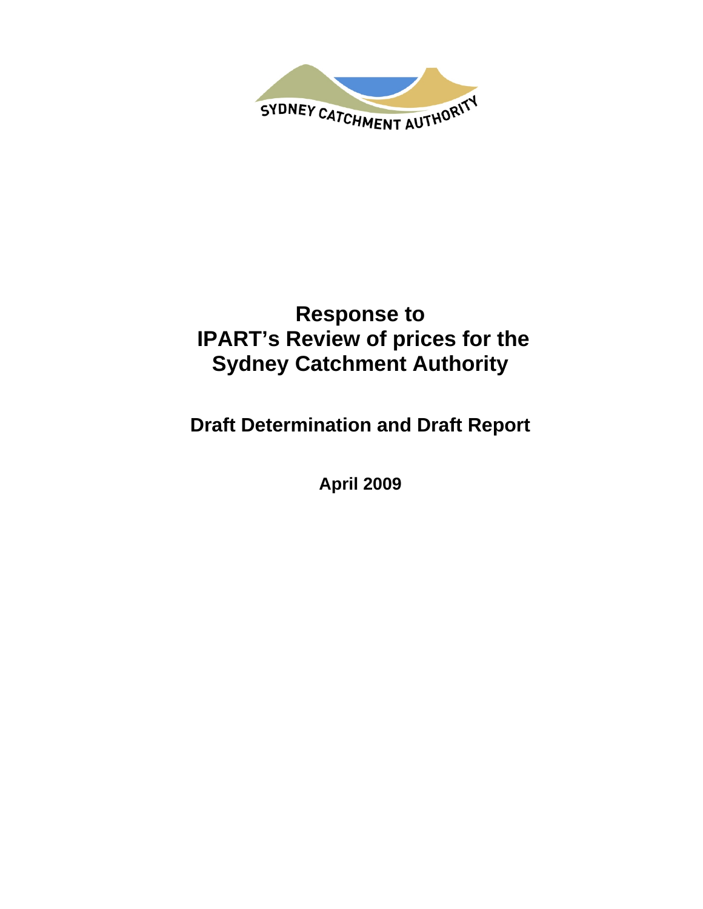SYDNEY CATCHMENT AUTHORITY

# Response to IPART's Review of prices for the Sydney Catchment Authority

## Draft Determination and Draft Report

**April 2009**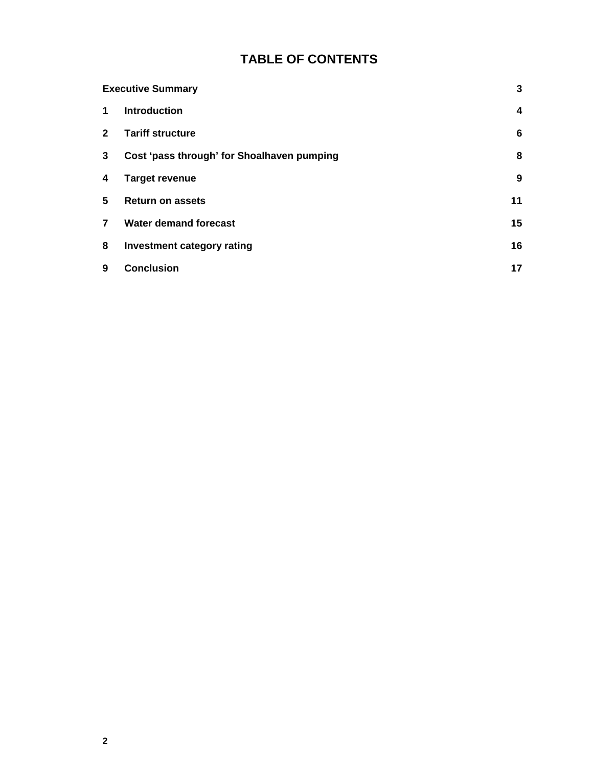# TABLE OF CONTENTS

| | | |
|---|---|---|
| **Executive Summary** | | **3** |
| **1** | **Introduction** | **4** |
| **2** | **Tariff structure** | **6** |
| **3** | **Cost ‘pass through’ for Shoalhaven pumping** | **8** |
| **4** | **Target revenue** | **9** |
| **5** | **Return on assets** | **11** |
| **7** | **Water demand forecast** | **15** |
| **8** | **Investment category rating** | **16** |
| **9** | **Conclusion** | **17** |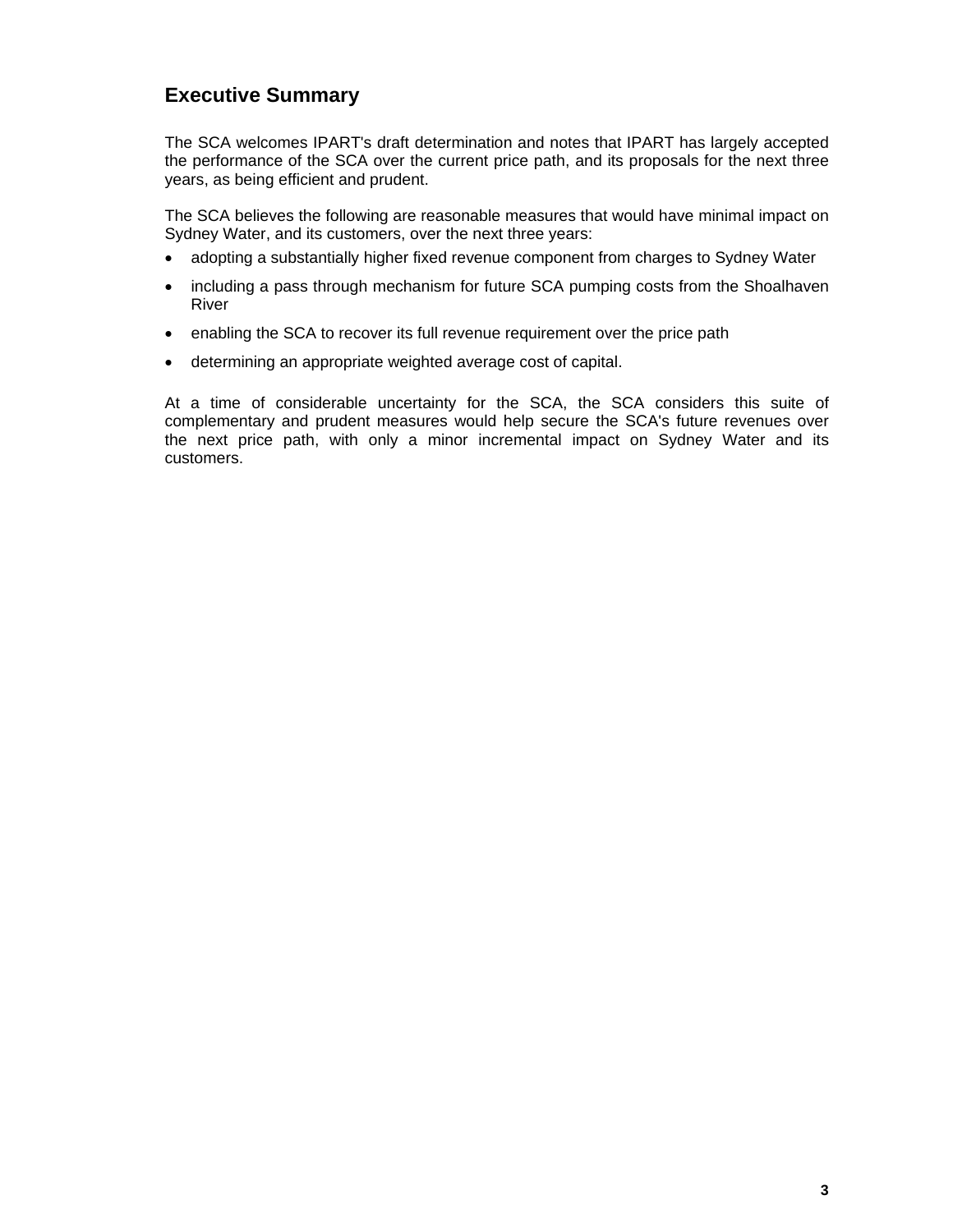## Executive Summary

The SCA welcomes IPART's draft determination and notes that IPART has largely accepted the performance of the SCA over the current price path, and its proposals for the next three years, as being efficient and prudent.

The SCA believes the following are reasonable measures that would have minimal impact on Sydney Water, and its customers, over the next three years:

- adopting a substantially higher fixed revenue component from charges to Sydney Water
- including a pass through mechanism for future SCA pumping costs from the Shoalhaven River
- enabling the SCA to recover its full revenue requirement over the price path
- determining an appropriate weighted average cost of capital.

At a time of considerable uncertainty for the SCA, the SCA considers this suite of complementary and prudent measures would help secure the SCA's future revenues over the next price path, with only a minor incremental impact on Sydney Water and its customers.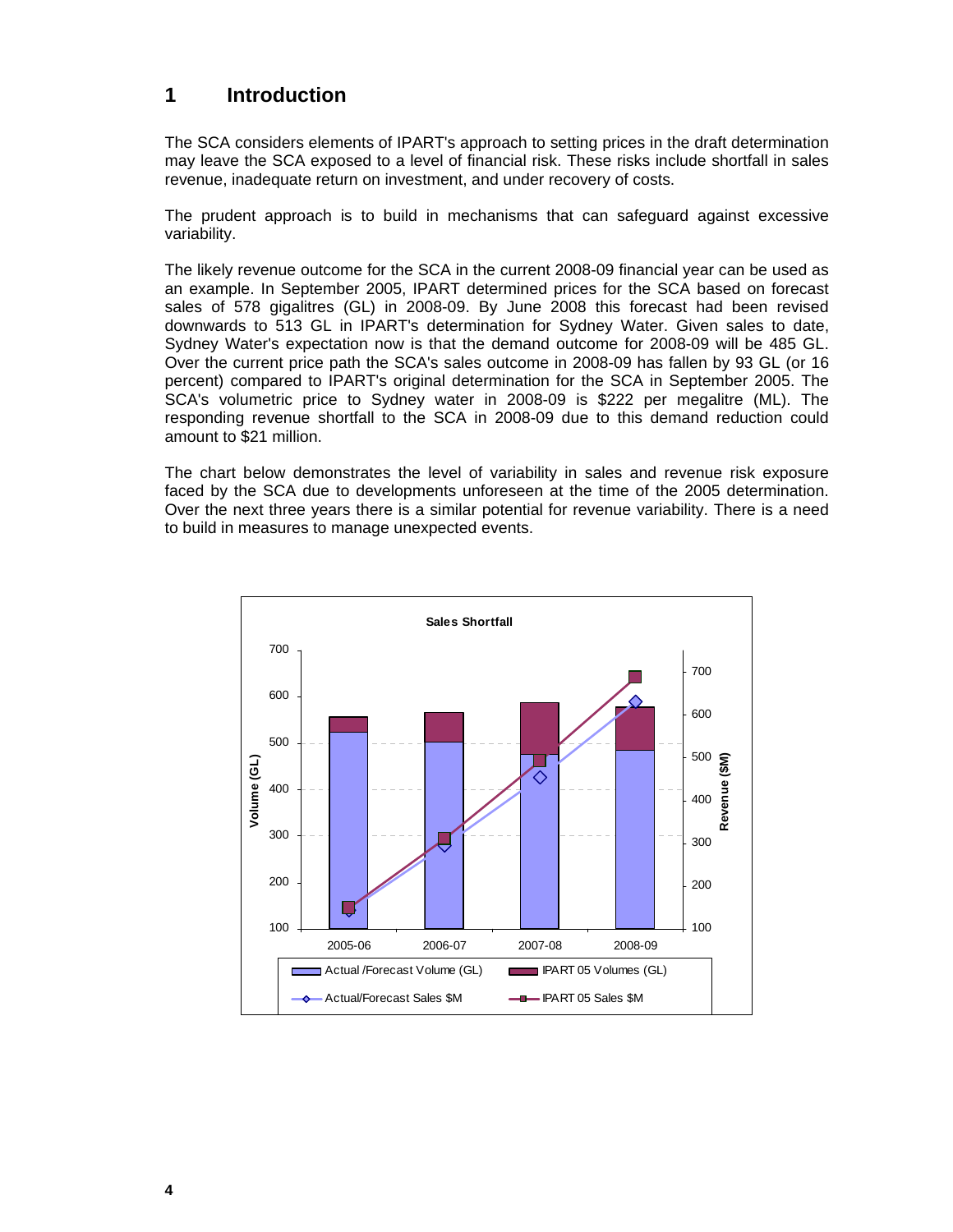# 1 Introduction

The SCA considers elements of IPART's approach to setting prices in the draft determination may leave the SCA exposed to a level of financial risk. These risks include shortfall in sales revenue, inadequate return on investment, and under recovery of costs.

The prudent approach is to build in mechanisms that can safeguard against excessive variability.

The likely revenue outcome for the SCA in the current 2008-09 financial year can be used as an example. In September 2005, IPART determined prices for the SCA based on forecast sales of 578 gigalitres (GL) in 2008-09. By June 2008 this forecast had been revised downwards to 513 GL in IPART's determination for Sydney Water. Given sales to date, Sydney Water's expectation now is that the demand outcome for 2008-09 will be 485 GL. Over the current price path the SCA's sales outcome in 2008-09 has fallen by 93 GL (or 16 percent) compared to IPART's original determination for the SCA in September 2005. The SCA's volumetric price to Sydney water in 2008-09 is $222 per megalitre (ML). The responding revenue shortfall to the SCA in 2008-09 due to this demand reduction could amount to $21 million.

The chart below demonstrates the level of variability in sales and revenue risk exposure faced by the SCA due to developments unforeseen at the time of the 2005 determination. Over the next three years there is a similar potential for revenue variability. There is a need to build in measures to manage unexpected events.

Sales Shortfall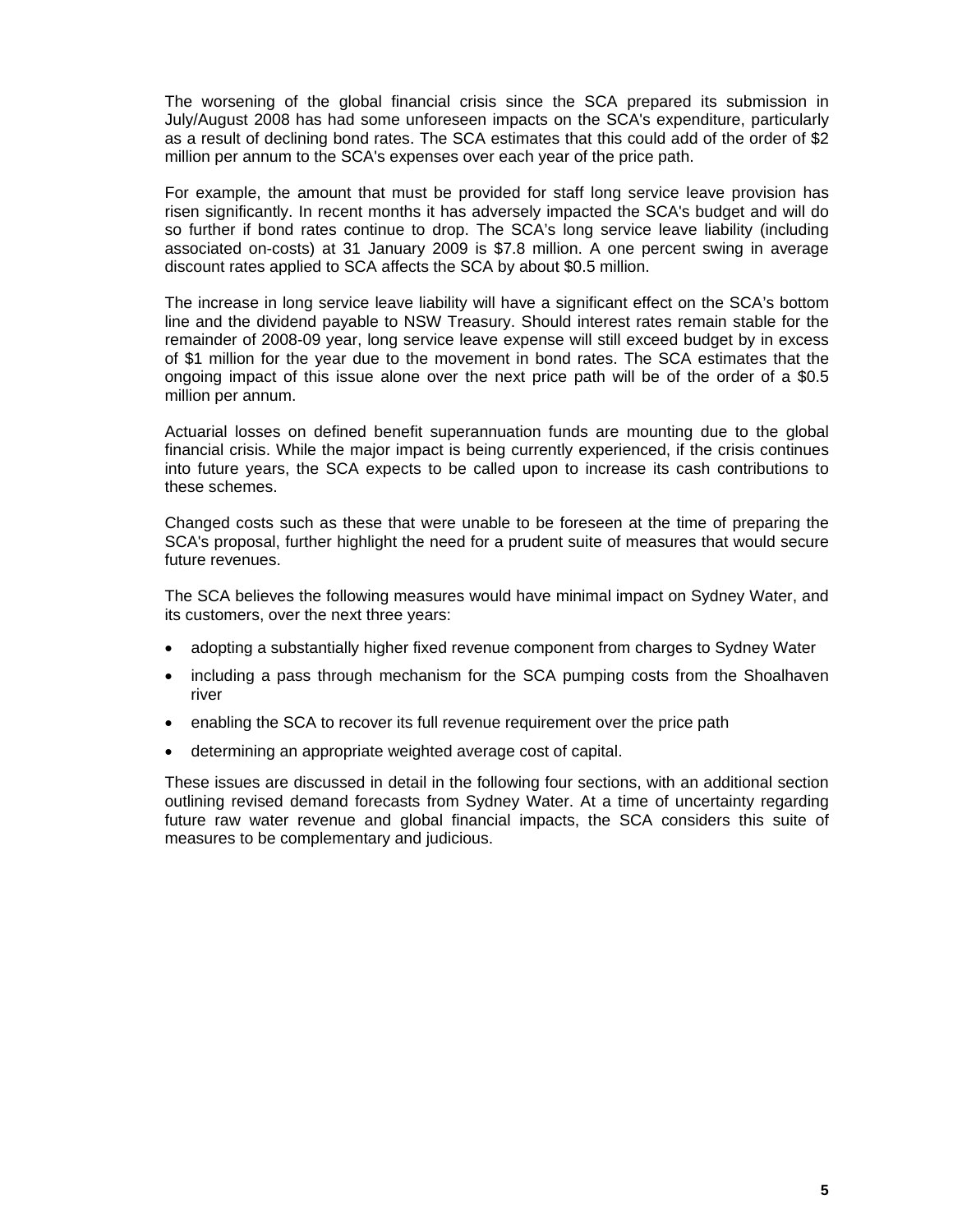The worsening of the global financial crisis since the SCA prepared its submission in July/August 2008 has had some unforeseen impacts on the SCA's expenditure, particularly as a result of declining bond rates. The SCA estimates that this could add of the order of $2 million per annum to the SCA's expenses over each year of the price path.

For example, the amount that must be provided for staff long service leave provision has risen significantly. In recent months it has adversely impacted the SCA's budget and will do so further if bond rates continue to drop. The SCA's long service leave liability (including associated on-costs) at 31 January 2009 is $7.8 million. A one percent swing in average discount rates applied to SCA affects the SCA by about $0.5 million.

The increase in long service leave liability will have a significant effect on the SCA's bottom line and the dividend payable to NSW Treasury. Should interest rates remain stable for the remainder of 2008-09 year, long service leave expense will still exceed budget by in excess of $1 million for the year due to the movement in bond rates. The SCA estimates that the ongoing impact of this issue alone over the next price path will be of the order of a $0.5 million per annum.

Actuarial losses on defined benefit superannuation funds are mounting due to the global financial crisis. While the major impact is being currently experienced, if the crisis continues into future years, the SCA expects to be called upon to increase its cash contributions to these schemes.

Changed costs such as these that were unable to be foreseen at the time of preparing the SCA's proposal, further highlight the need for a prudent suite of measures that would secure future revenues.

The SCA believes the following measures would have minimal impact on Sydney Water, and its customers, over the next three years:

- adopting a substantially higher fixed revenue component from charges to Sydney Water
- including a pass through mechanism for the SCA pumping costs from the Shoalhaven river
- enabling the SCA to recover its full revenue requirement over the price path
- determining an appropriate weighted average cost of capital.

These issues are discussed in detail in the following four sections, with an additional section outlining revised demand forecasts from Sydney Water. At a time of uncertainty regarding future raw water revenue and global financial impacts, the SCA considers this suite of measures to be complementary and judicious.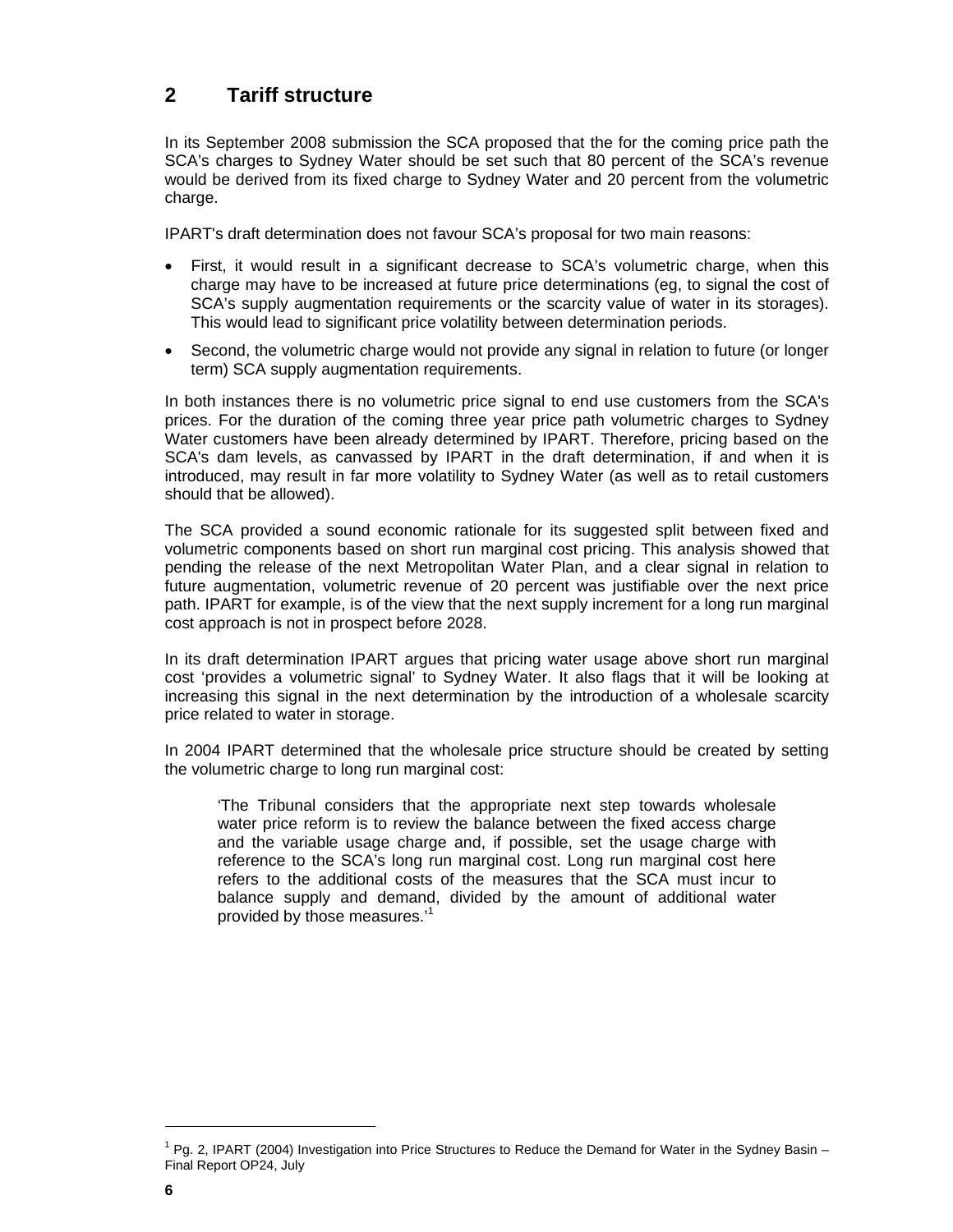## 2 Tariff structure

In its September 2008 submission the SCA proposed that the for the coming price path the SCA's charges to Sydney Water should be set such that 80 percent of the SCA's revenue would be derived from its fixed charge to Sydney Water and 20 percent from the volumetric charge.

IPART's draft determination does not favour SCA's proposal for two main reasons:

- First, it would result in a significant decrease to SCA's volumetric charge, when this charge may have to be increased at future price determinations (eg, to signal the cost of SCA's supply augmentation requirements or the scarcity value of water in its storages). This would lead to significant price volatility between determination periods.
- Second, the volumetric charge would not provide any signal in relation to future (or longer term) SCA supply augmentation requirements.

In both instances there is no volumetric price signal to end use customers from the SCA's prices. For the duration of the coming three year price path volumetric charges to Sydney Water customers have been already determined by IPART. Therefore, pricing based on the SCA's dam levels, as canvassed by IPART in the draft determination, if and when it is introduced, may result in far more volatility to Sydney Water (as well as to retail customers should that be allowed).

The SCA provided a sound economic rationale for its suggested split between fixed and volumetric components based on short run marginal cost pricing. This analysis showed that pending the release of the next Metropolitan Water Plan, and a clear signal in relation to future augmentation, volumetric revenue of 20 percent was justifiable over the next price path. IPART for example, is of the view that the next supply increment for a long run marginal cost approach is not in prospect before 2028.

In its draft determination IPART argues that pricing water usage above short run marginal cost 'provides a volumetric signal' to Sydney Water. It also flags that it will be looking at increasing this signal in the next determination by the introduction of a wholesale scarcity price related to water in storage.

In 2004 IPART determined that the wholesale price structure should be created by setting the volumetric charge to long run marginal cost:

> 'The Tribunal considers that the appropriate next step towards wholesale water price reform is to review the balance between the fixed access charge and the variable usage charge and, if possible, set the usage charge with reference to the SCA's long run marginal cost. Long run marginal cost here refers to the additional costs of the measures that the SCA must incur to balance supply and demand, divided by the amount of additional water provided by those measures.'[1]

[1] Pg. 2, IPART (2004) Investigation into Price Structures to Reduce the Demand for Water in the Sydney Basin – Final Report OP24, July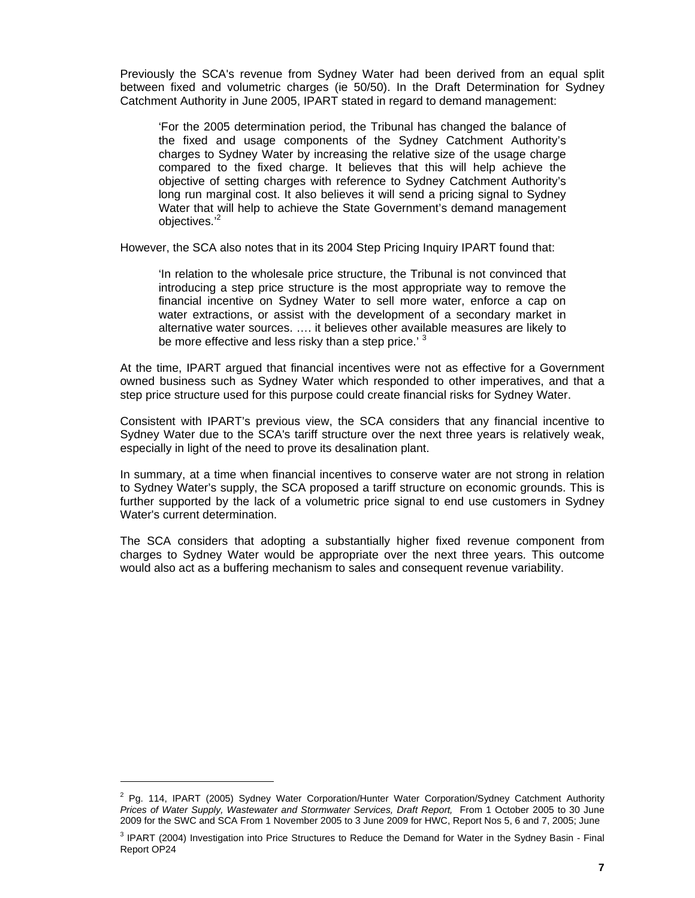Previously the SCA's revenue from Sydney Water had been derived from an equal split between fixed and volumetric charges (ie 50/50). In the Draft Determination for Sydney Catchment Authority in June 2005, IPART stated in regard to demand management:

> 'For the 2005 determination period, the Tribunal has changed the balance of the fixed and usage components of the Sydney Catchment Authority's charges to Sydney Water by increasing the relative size of the usage charge compared to the fixed charge. It believes that this will help achieve the objective of setting charges with reference to Sydney Catchment Authority's long run marginal cost. It also believes it will send a pricing signal to Sydney Water that will help to achieve the State Government's demand management objectives.'[2]

However, the SCA also notes that in its 2004 Step Pricing Inquiry IPART found that:

> 'In relation to the wholesale price structure, the Tribunal is not convinced that introducing a step price structure is the most appropriate way to remove the financial incentive on Sydney Water to sell more water, enforce a cap on water extractions, or assist with the development of a secondary market in alternative water sources. …. it believes other available measures are likely to be more effective and less risky than a step price.' [3]

At the time, IPART argued that financial incentives were not as effective for a Government owned business such as Sydney Water which responded to other imperatives, and that a step price structure used for this purpose could create financial risks for Sydney Water.

Consistent with IPART's previous view, the SCA considers that any financial incentive to Sydney Water due to the SCA's tariff structure over the next three years is relatively weak, especially in light of the need to prove its desalination plant.

In summary, at a time when financial incentives to conserve water are not strong in relation to Sydney Water's supply, the SCA proposed a tariff structure on economic grounds. This is further supported by the lack of a volumetric price signal to end use customers in Sydney Water's current determination.

The SCA considers that adopting a substantially higher fixed revenue component from charges to Sydney Water would be appropriate over the next three years. This outcome would also act as a buffering mechanism to sales and consequent revenue variability.

---

[2] Pg. 114, IPART (2005) Sydney Water Corporation/Hunter Water Corporation/Sydney Catchment Authority *Prices of Water Supply, Wastewater and Stormwater Services, Draft Report,* From 1 October 2005 to 30 June 2009 for the SWC and SCA From 1 November 2005 to 3 June 2009 for HWC, Report Nos 5, 6 and 7, 2005; June

[3] IPART (2004) Investigation into Price Structures to Reduce the Demand for Water in the Sydney Basin - Final Report OP24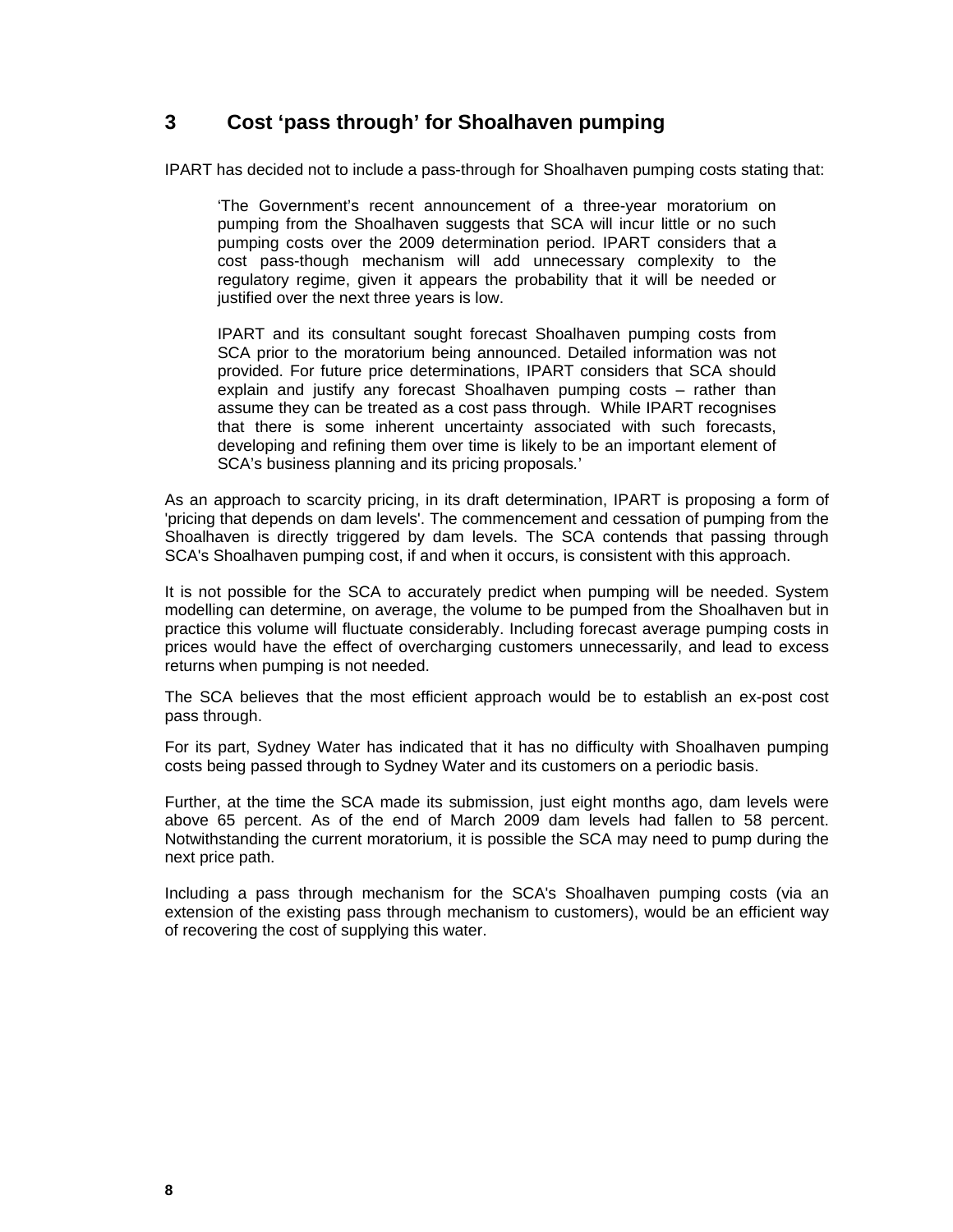## 3 Cost 'pass through' for Shoalhaven pumping

IPART has decided not to include a pass-through for Shoalhaven pumping costs stating that:

> 'The Government's recent announcement of a three-year moratorium on pumping from the Shoalhaven suggests that SCA will incur little or no such pumping costs over the 2009 determination period. IPART considers that a cost pass-though mechanism will add unnecessary complexity to the regulatory regime, given it appears the probability that it will be needed or justified over the next three years is low.
>
> IPART and its consultant sought forecast Shoalhaven pumping costs from SCA prior to the moratorium being announced. Detailed information was not provided. For future price determinations, IPART considers that SCA should explain and justify any forecast Shoalhaven pumping costs – rather than assume they can be treated as a cost pass through. While IPART recognises that there is some inherent uncertainty associated with such forecasts, developing and refining them over time is likely to be an important element of SCA's business planning and its pricing proposals.'

As an approach to scarcity pricing, in its draft determination, IPART is proposing a form of 'pricing that depends on dam levels'. The commencement and cessation of pumping from the Shoalhaven is directly triggered by dam levels. The SCA contends that passing through SCA's Shoalhaven pumping cost, if and when it occurs, is consistent with this approach.

It is not possible for the SCA to accurately predict when pumping will be needed. System modelling can determine, on average, the volume to be pumped from the Shoalhaven but in practice this volume will fluctuate considerably. Including forecast average pumping costs in prices would have the effect of overcharging customers unnecessarily, and lead to excess returns when pumping is not needed.

The SCA believes that the most efficient approach would be to establish an ex-post cost pass through.

For its part, Sydney Water has indicated that it has no difficulty with Shoalhaven pumping costs being passed through to Sydney Water and its customers on a periodic basis.

Further, at the time the SCA made its submission, just eight months ago, dam levels were above 65 percent. As of the end of March 2009 dam levels had fallen to 58 percent. Notwithstanding the current moratorium, it is possible the SCA may need to pump during the next price path.

Including a pass through mechanism for the SCA's Shoalhaven pumping costs (via an extension of the existing pass through mechanism to customers), would be an efficient way of recovering the cost of supplying this water.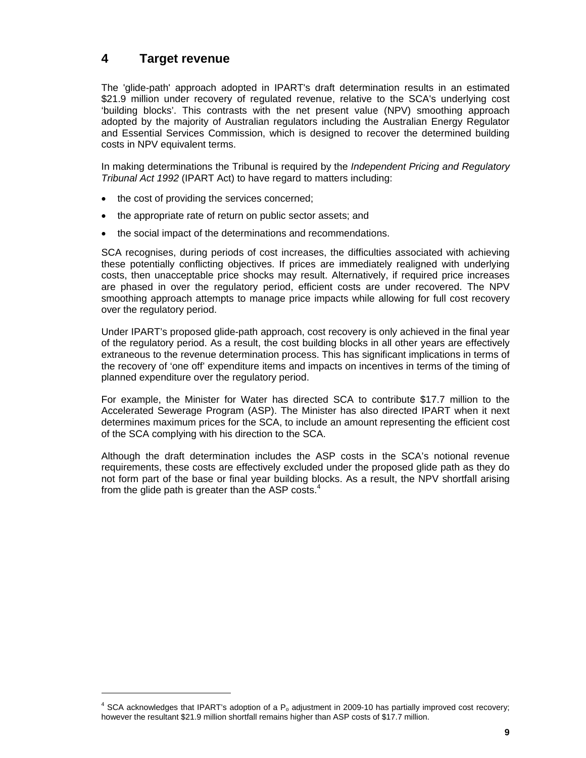# 4 Target revenue

The 'glide-path' approach adopted in IPART's draft determination results in an estimated $21.9 million under recovery of regulated revenue, relative to the SCA's underlying cost 'building blocks'. This contrasts with the net present value (NPV) smoothing approach adopted by the majority of Australian regulators including the Australian Energy Regulator and Essential Services Commission, which is designed to recover the determined building costs in NPV equivalent terms.

In making determinations the Tribunal is required by the *Independent Pricing and Regulatory Tribunal Act 1992* (IPART Act) to have regard to matters including:

- the cost of providing the services concerned;
- the appropriate rate of return on public sector assets; and
- the social impact of the determinations and recommendations.

SCA recognises, during periods of cost increases, the difficulties associated with achieving these potentially conflicting objectives. If prices are immediately realigned with underlying costs, then unacceptable price shocks may result. Alternatively, if required price increases are phased in over the regulatory period, efficient costs are under recovered. The NPV smoothing approach attempts to manage price impacts while allowing for full cost recovery over the regulatory period.

Under IPART's proposed glide-path approach, cost recovery is only achieved in the final year of the regulatory period. As a result, the cost building blocks in all other years are effectively extraneous to the revenue determination process. This has significant implications in terms of the recovery of 'one off' expenditure items and impacts on incentives in terms of the timing of planned expenditure over the regulatory period.

For example, the Minister for Water has directed SCA to contribute $17.7 million to the Accelerated Sewerage Program (ASP). The Minister has also directed IPART when it next determines maximum prices for the SCA, to include an amount representing the efficient cost of the SCA complying with his direction to the SCA.

Although the draft determination includes the ASP costs in the SCA's notional revenue requirements, these costs are effectively excluded under the proposed glide path as they do not form part of the base or final year building blocks. As a result, the NPV shortfall arising from the glide path is greater than the ASP costs.[4]

[4] SCA acknowledges that IPART's adoption of a $P_o$ adjustment in 2009-10 has partially improved cost recovery; however the resultant $21.9 million shortfall remains higher than ASP costs of $17.7 million.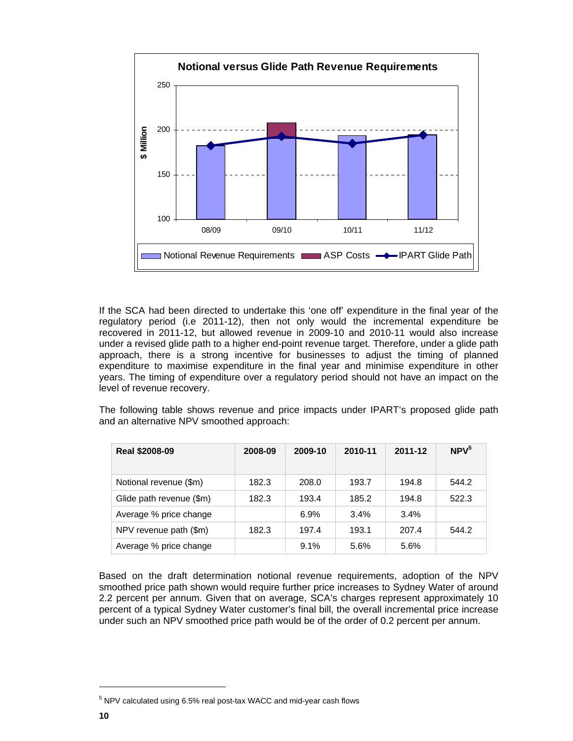If the SCA had been directed to undertake this 'one off' expenditure in the final year of the regulatory period (i.e 2011-12), then not only would the incremental expenditure be recovered in 2011-12, but allowed revenue in 2009-10 and 2010-11 would also increase under a revised glide path to a higher end-point revenue target. Therefore, under a glide path approach, there is a strong incentive for businesses to adjust the timing of planned expenditure to maximise expenditure in the final year and minimise expenditure in other years. The timing of expenditure over a regulatory period should not have an impact on the level of revenue recovery.

The following table shows revenue and price impacts under IPART's proposed glide path and an alternative NPV smoothed approach:

| Real $2008-09 | 2008-09 | 2009-10 | 2010-11 | 2011-12 | NPV[5] |
|---|---|---|---|---|---|
| Notional revenue ($m) | 182.3 | 208.0 | 193.7 | 194.8 | 544.2 |
| Glide path revenue ($m) | 182.3 | 193.4 | 185.2 | 194.8 | 522.3 |
| Average % price change | | 6.9% | 3.4% | 3.4% | |
| NPV revenue path ($m) | 182.3 | 197.4 | 193.1 | 207.4 | 544.2 |
| Average % price change | | 9.1% | 5.6% | 5.6% | |

Based on the draft determination notional revenue requirements, adoption of the NPV smoothed price path shown would require further price increases to Sydney Water of around 2.2 percent per annum. Given that on average, SCA's charges represent approximately 10 percent of a typical Sydney Water customer's final bill, the overall incremental price increase under such an NPV smoothed price path would be of the order of 0.2 percent per annum.

[5] NPV calculated using 6.5% real post-tax WACC and mid-year cash flows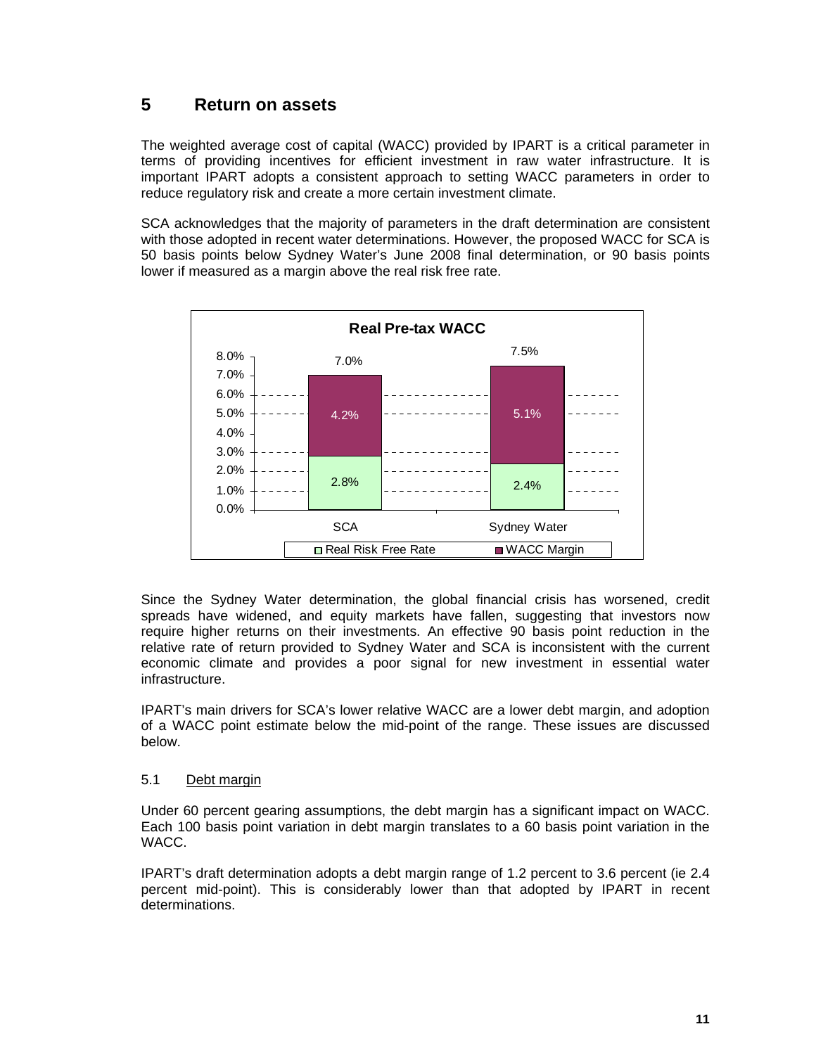## 5 Return on assets

The weighted average cost of capital (WACC) provided by IPART is a critical parameter in terms of providing incentives for efficient investment in raw water infrastructure. It is important IPART adopts a consistent approach to setting WACC parameters in order to reduce regulatory risk and create a more certain investment climate.

SCA acknowledges that the majority of parameters in the draft determination are consistent with those adopted in recent water determinations. However, the proposed WACC for SCA is 50 basis points below Sydney Water's June 2008 final determination, or 90 basis points lower if measured as a margin above the real risk free rate.

**Real Pre-tax WACC**

| | SCA | Sydney Water |
|---|---|---|
| Real Risk Free Rate | 2.8% | 2.4% |
| WACC Margin | 4.2% | 5.1% |
| Total | 7.0% | 7.5% |

Since the Sydney Water determination, the global financial crisis has worsened, credit spreads have widened, and equity markets have fallen, suggesting that investors now require higher returns on their investments. An effective 90 basis point reduction in the relative rate of return provided to Sydney Water and SCA is inconsistent with the current economic climate and provides a poor signal for new investment in essential water infrastructure.

IPART's main drivers for SCA's lower relative WACC are a lower debt margin, and adoption of a WACC point estimate below the mid-point of the range. These issues are discussed below.

### 5.1 Debt margin

Under 60 percent gearing assumptions, the debt margin has a significant impact on WACC. Each 100 basis point variation in debt margin translates to a 60 basis point variation in the WACC.

IPART's draft determination adopts a debt margin range of 1.2 percent to 3.6 percent (ie 2.4 percent mid-point). This is considerably lower than that adopted by IPART in recent determinations.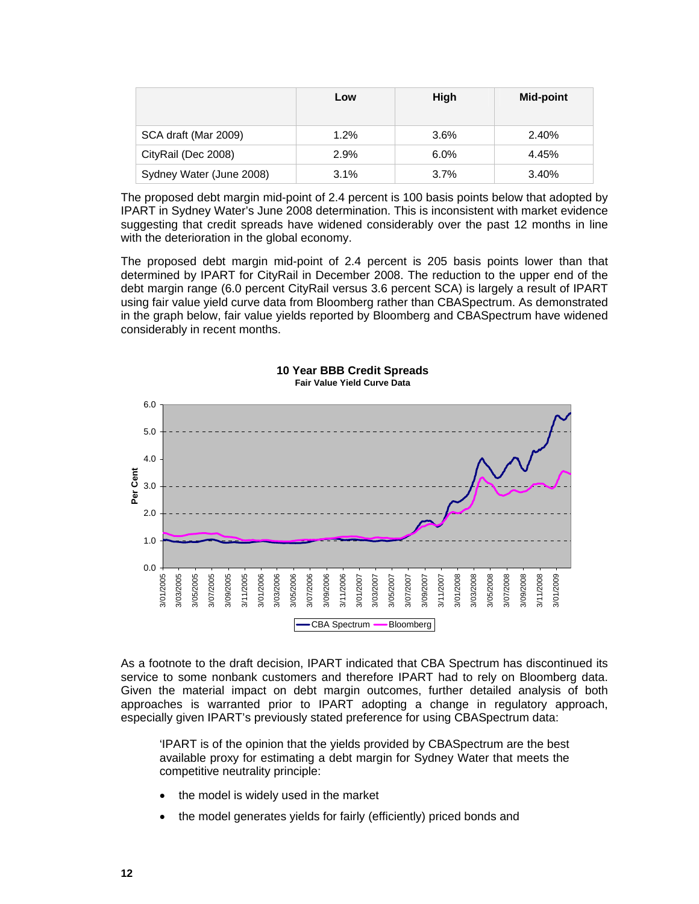| | Low | High | Mid-point |
|---|---|---|---|
| SCA draft (Mar 2009) | 1.2% | 3.6% | 2.40% |
| CityRail (Dec 2008) | 2.9% | 6.0% | 4.45% |
| Sydney Water (June 2008) | 3.1% | 3.7% | 3.40% |

The proposed debt margin mid-point of 2.4 percent is 100 basis points below that adopted by IPART in Sydney Water's June 2008 determination. This is inconsistent with market evidence suggesting that credit spreads have widened considerably over the past 12 months in line with the deterioration in the global economy.

The proposed debt margin mid-point of 2.4 percent is 205 basis points lower than that determined by IPART for CityRail in December 2008. The reduction to the upper end of the debt margin range (6.0 percent CityRail versus 3.6 percent SCA) is largely a result of IPART using fair value yield curve data from Bloomberg rather than CBASpectrum. As demonstrated in the graph below, fair value yields reported by Bloomberg and CBASpectrum have widened considerably in recent months.

**10 Year BBB Credit Spreads**
**Fair Value Yield Curve Data**

As a footnote to the draft decision, IPART indicated that CBA Spectrum has discontinued its service to some nonbank customers and therefore IPART had to rely on Bloomberg data. Given the material impact on debt margin outcomes, further detailed analysis of both approaches is warranted prior to IPART adopting a change in regulatory approach, especially given IPART's previously stated preference for using CBASpectrum data:

> 'IPART is of the opinion that the yields provided by CBASpectrum are the best available proxy for estimating a debt margin for Sydney Water that meets the competitive neutrality principle:
>
> - the model is widely used in the market
> - the model generates yields for fairly (efficiently) priced bonds and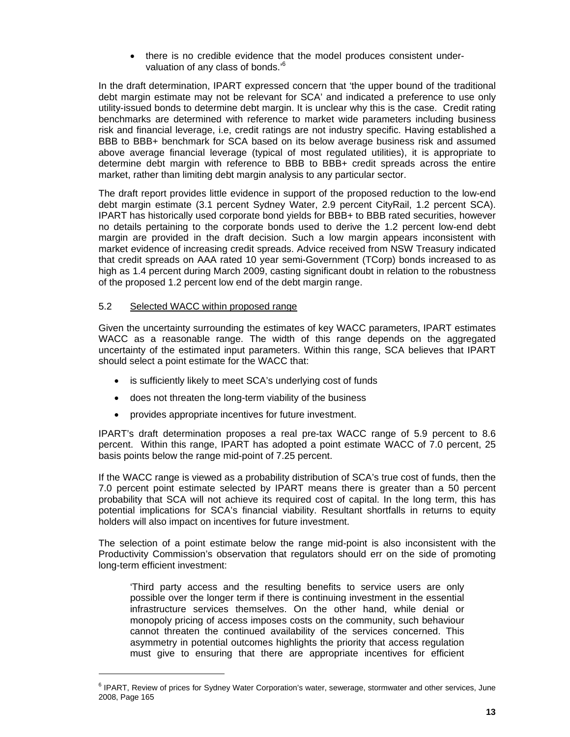- there is no credible evidence that the model produces consistent under-valuation of any class of bonds.'[6]

In the draft determination, IPART expressed concern that 'the upper bound of the traditional debt margin estimate may not be relevant for SCA' and indicated a preference to use only utility-issued bonds to determine debt margin. It is unclear why this is the case. Credit rating benchmarks are determined with reference to market wide parameters including business risk and financial leverage, i.e, credit ratings are not industry specific. Having established a BBB to BBB+ benchmark for SCA based on its below average business risk and assumed above average financial leverage (typical of most regulated utilities), it is appropriate to determine debt margin with reference to BBB to BBB+ credit spreads across the entire market, rather than limiting debt margin analysis to any particular sector.

The draft report provides little evidence in support of the proposed reduction to the low-end debt margin estimate (3.1 percent Sydney Water, 2.9 percent CityRail, 1.2 percent SCA). IPART has historically used corporate bond yields for BBB+ to BBB rated securities, however no details pertaining to the corporate bonds used to derive the 1.2 percent low-end debt margin are provided in the draft decision. Such a low margin appears inconsistent with market evidence of increasing credit spreads. Advice received from NSW Treasury indicated that credit spreads on AAA rated 10 year semi-Government (TCorp) bonds increased to as high as 1.4 percent during March 2009, casting significant doubt in relation to the robustness of the proposed 1.2 percent low end of the debt margin range.

### 5.2 Selected WACC within proposed range

Given the uncertainty surrounding the estimates of key WACC parameters, IPART estimates WACC as a reasonable range. The width of this range depends on the aggregated uncertainty of the estimated input parameters. Within this range, SCA believes that IPART should select a point estimate for the WACC that:

- is sufficiently likely to meet SCA's underlying cost of funds
- does not threaten the long-term viability of the business
- provides appropriate incentives for future investment.

IPART's draft determination proposes a real pre-tax WACC range of 5.9 percent to 8.6 percent. Within this range, IPART has adopted a point estimate WACC of 7.0 percent, 25 basis points below the range mid-point of 7.25 percent.

If the WACC range is viewed as a probability distribution of SCA's true cost of funds, then the 7.0 percent point estimate selected by IPART means there is greater than a 50 percent probability that SCA will not achieve its required cost of capital. In the long term, this has potential implications for SCA's financial viability. Resultant shortfalls in returns to equity holders will also impact on incentives for future investment.

The selection of a point estimate below the range mid-point is also inconsistent with the Productivity Commission's observation that regulators should err on the side of promoting long-term efficient investment:

> 'Third party access and the resulting benefits to service users are only possible over the longer term if there is continuing investment in the essential infrastructure services themselves. On the other hand, while denial or monopoly pricing of access imposes costs on the community, such behaviour cannot threaten the continued availability of the services concerned. This asymmetry in potential outcomes highlights the priority that access regulation must give to ensuring that there are appropriate incentives for efficient

[6] IPART, Review of prices for Sydney Water Corporation's water, sewerage, stormwater and other services, June 2008, Page 165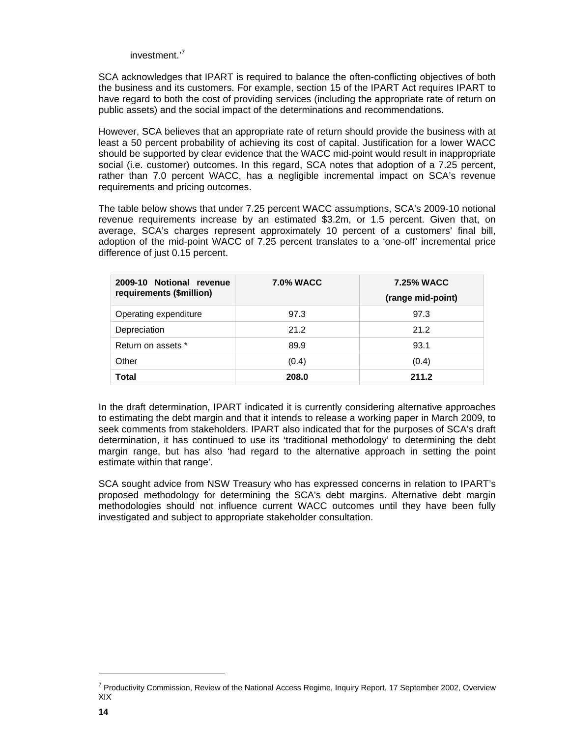investment.'[7]

SCA acknowledges that IPART is required to balance the often-conflicting objectives of both the business and its customers. For example, section 15 of the IPART Act requires IPART to have regard to both the cost of providing services (including the appropriate rate of return on public assets) and the social impact of the determinations and recommendations.

However, SCA believes that an appropriate rate of return should provide the business with at least a 50 percent probability of achieving its cost of capital. Justification for a lower WACC should be supported by clear evidence that the WACC mid-point would result in inappropriate social (i.e. customer) outcomes. In this regard, SCA notes that adoption of a 7.25 percent, rather than 7.0 percent WACC, has a negligible incremental impact on SCA's revenue requirements and pricing outcomes.

The table below shows that under 7.25 percent WACC assumptions, SCA's 2009-10 notional revenue requirements increase by an estimated $3.2m, or 1.5 percent. Given that, on average, SCA's charges represent approximately 10 percent of a customers' final bill, adoption of the mid-point WACC of 7.25 percent translates to a 'one-off' incremental price difference of just 0.15 percent.

| **2009-10 Notional revenue requirements ($million)** | **7.0% WACC** | **7.25% WACC (range mid-point)** |
|---|---|---|
| Operating expenditure | 97.3 | 97.3 |
| Depreciation | 21.2 | 21.2 |
| Return on assets * | 89.9 | 93.1 |
| Other | (0.4) | (0.4) |
| **Total** | **208.0** | **211.2** |

In the draft determination, IPART indicated it is currently considering alternative approaches to estimating the debt margin and that it intends to release a working paper in March 2009, to seek comments from stakeholders. IPART also indicated that for the purposes of SCA's draft determination, it has continued to use its 'traditional methodology' to determining the debt margin range, but has also 'had regard to the alternative approach in setting the point estimate within that range'.

SCA sought advice from NSW Treasury who has expressed concerns in relation to IPART's proposed methodology for determining the SCA's debt margins. Alternative debt margin methodologies should not influence current WACC outcomes until they have been fully investigated and subject to appropriate stakeholder consultation.

[7] Productivity Commission, Review of the National Access Regime, Inquiry Report, 17 September 2002, Overview XIX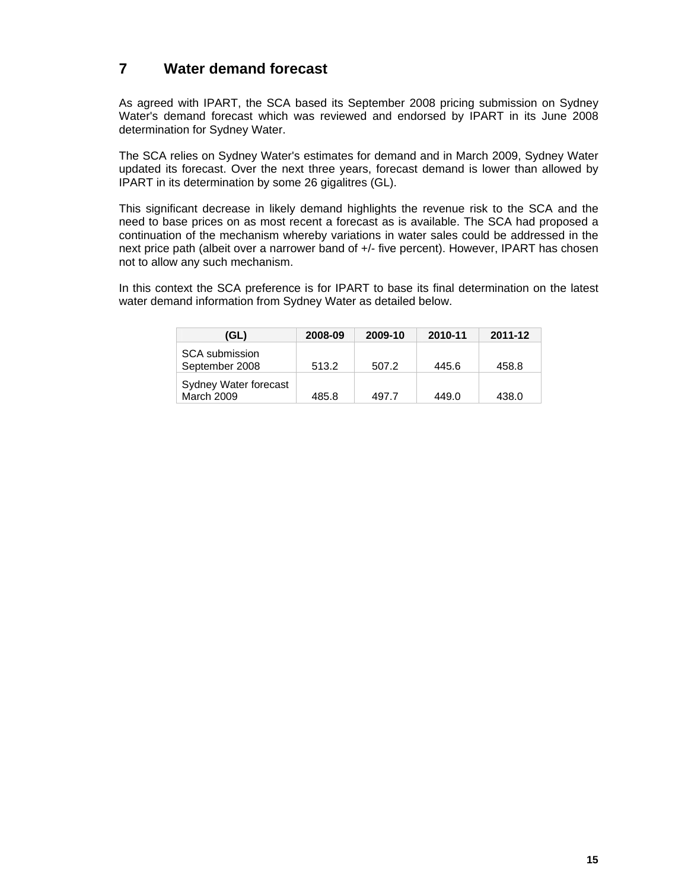# 7 Water demand forecast

As agreed with IPART, the SCA based its September 2008 pricing submission on Sydney Water's demand forecast which was reviewed and endorsed by IPART in its June 2008 determination for Sydney Water.

The SCA relies on Sydney Water's estimates for demand and in March 2009, Sydney Water updated its forecast. Over the next three years, forecast demand is lower than allowed by IPART in its determination by some 26 gigalitres (GL).

This significant decrease in likely demand highlights the revenue risk to the SCA and the need to base prices on as most recent a forecast as is available. The SCA had proposed a continuation of the mechanism whereby variations in water sales could be addressed in the next price path (albeit over a narrower band of +/- five percent). However, IPART has chosen not to allow any such mechanism.

In this context the SCA preference is for IPART to base its final determination on the latest water demand information from Sydney Water as detailed below.

| (GL) | 2008-09 | 2009-10 | 2010-11 | 2011-12 |
|---|---|---|---|---|
| SCA submission September 2008 | 513.2 | 507.2 | 445.6 | 458.8 |
| Sydney Water forecast March 2009 | 485.8 | 497.7 | 449.0 | 438.0 |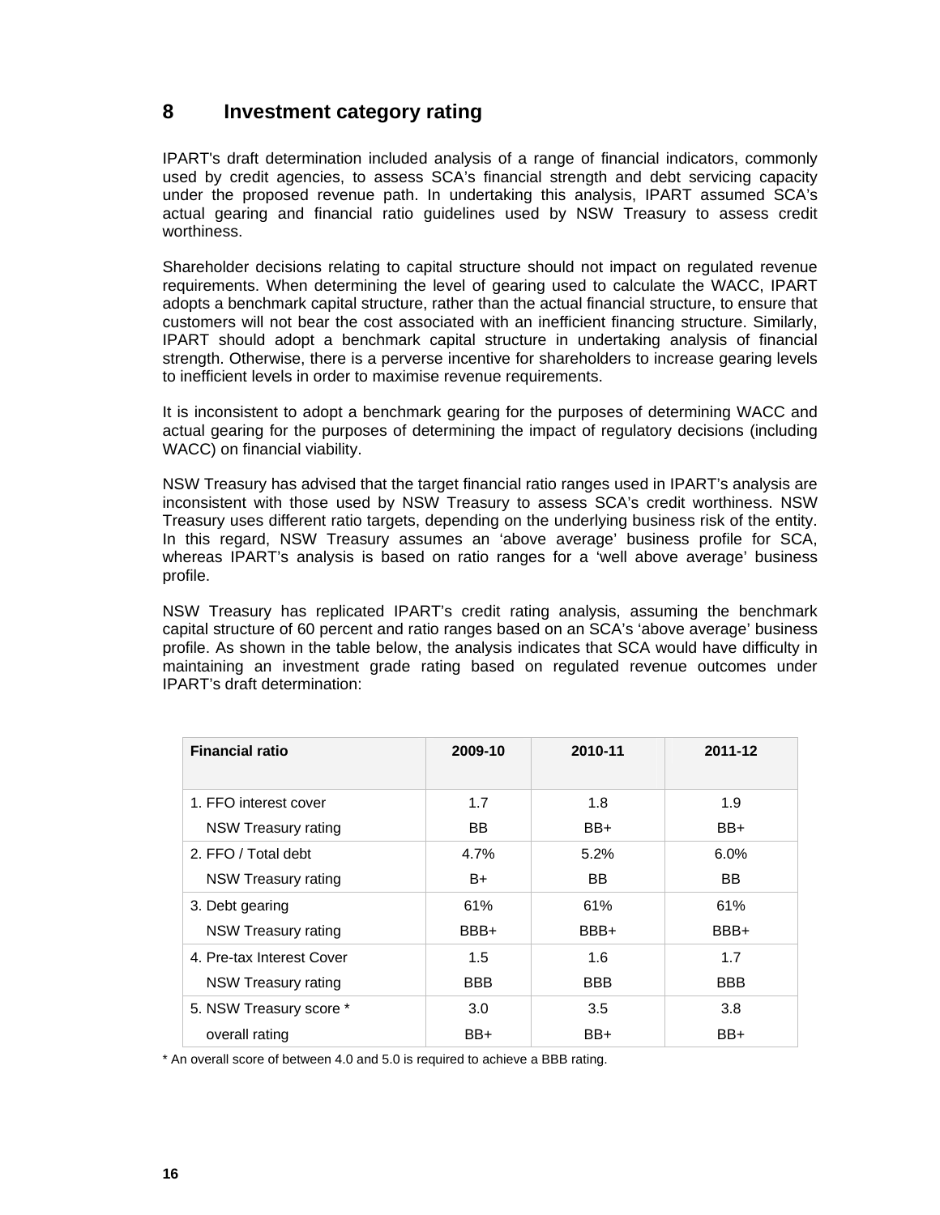## 8 Investment category rating

IPART's draft determination included analysis of a range of financial indicators, commonly used by credit agencies, to assess SCA's financial strength and debt servicing capacity under the proposed revenue path. In undertaking this analysis, IPART assumed SCA's actual gearing and financial ratio guidelines used by NSW Treasury to assess credit worthiness.

Shareholder decisions relating to capital structure should not impact on regulated revenue requirements. When determining the level of gearing used to calculate the WACC, IPART adopts a benchmark capital structure, rather than the actual financial structure, to ensure that customers will not bear the cost associated with an inefficient financing structure. Similarly, IPART should adopt a benchmark capital structure in undertaking analysis of financial strength. Otherwise, there is a perverse incentive for shareholders to increase gearing levels to inefficient levels in order to maximise revenue requirements.

It is inconsistent to adopt a benchmark gearing for the purposes of determining WACC and actual gearing for the purposes of determining the impact of regulatory decisions (including WACC) on financial viability.

NSW Treasury has advised that the target financial ratio ranges used in IPART's analysis are inconsistent with those used by NSW Treasury to assess SCA's credit worthiness. NSW Treasury uses different ratio targets, depending on the underlying business risk of the entity. In this regard, NSW Treasury assumes an 'above average' business profile for SCA, whereas IPART's analysis is based on ratio ranges for a 'well above average' business profile.

NSW Treasury has replicated IPART's credit rating analysis, assuming the benchmark capital structure of 60 percent and ratio ranges based on an SCA's 'above average' business profile. As shown in the table below, the analysis indicates that SCA would have difficulty in maintaining an investment grade rating based on regulated revenue outcomes under IPART's draft determination:

| Financial ratio | 2009-10 | 2010-11 | 2011-12 |
|---|---|---|---|
| 1. FFO interest cover | 1.7 | 1.8 | 1.9 |
| NSW Treasury rating | BB | BB+ | BB+ |
| 2. FFO / Total debt | 4.7% | 5.2% | 6.0% |
| NSW Treasury rating | B+ | BB | BB |
| 3. Debt gearing | 61% | 61% | 61% |
| NSW Treasury rating | BBB+ | BBB+ | BBB+ |
| 4. Pre-tax Interest Cover | 1.5 | 1.6 | 1.7 |
| NSW Treasury rating | BBB | BBB | BBB |
| 5. NSW Treasury score * | 3.0 | 3.5 | 3.8 |
| overall rating | BB+ | BB+ | BB+ |

* An overall score of between 4.0 and 5.0 is required to achieve a BBB rating.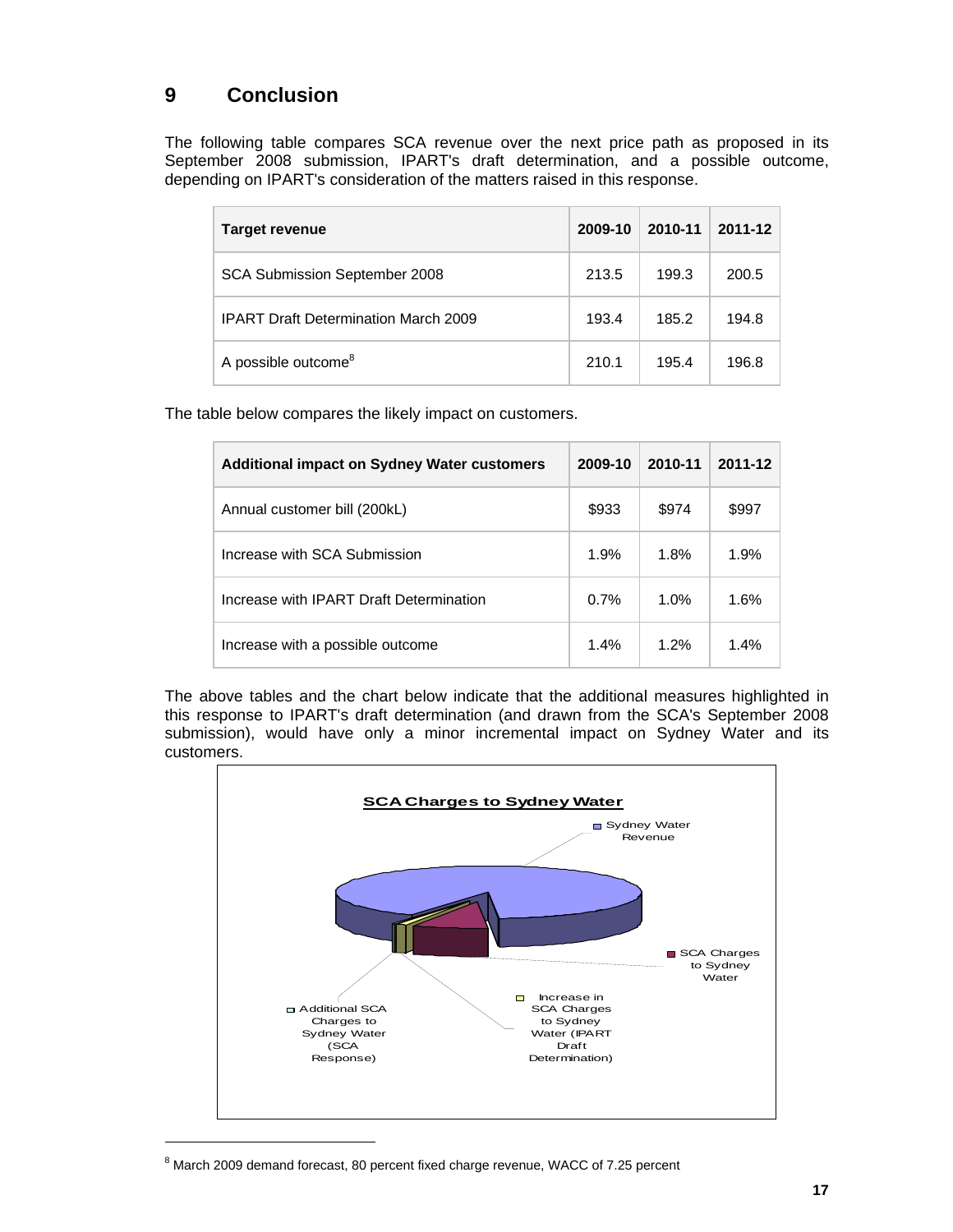# 9 Conclusion

The following table compares SCA revenue over the next price path as proposed in its September 2008 submission, IPART's draft determination, and a possible outcome, depending on IPART's consideration of the matters raised in this response.

| Target revenue | 2009-10 | 2010-11 | 2011-12 |
|---|---|---|---|
| SCA Submission September 2008 | 213.5 | 199.3 | 200.5 |
| IPART Draft Determination March 2009 | 193.4 | 185.2 | 194.8 |
| A possible outcome[8] | 210.1 | 195.4 | 196.8 |

The table below compares the likely impact on customers.

| Additional impact on Sydney Water customers | 2009-10 | 2010-11 | 2011-12 |
|---|---|---|---|
| Annual customer bill (200kL) | \$933 | \$974 | \$997 |
| Increase with SCA Submission | 1.9% | 1.8% | 1.9% |
| Increase with IPART Draft Determination | 0.7% | 1.0% | 1.6% |
| Increase with a possible outcome | 1.4% | 1.2% | 1.4% |

The above tables and the chart below indicate that the additional measures highlighted in this response to IPART's draft determination (and drawn from the SCA's September 2008 submission), would have only a minor incremental impact on Sydney Water and its customers.

SCA Charges to Sydney Water

Sydney Water Revenue

SCA Charges to Sydney Water

Increase in SCA Charges to Sydney Water (IPART Draft Determination)

Additional SCA Charges to Sydney Water (SCA Response)

[8] March 2009 demand forecast, 80 percent fixed charge revenue, WACC of 7.25 percent